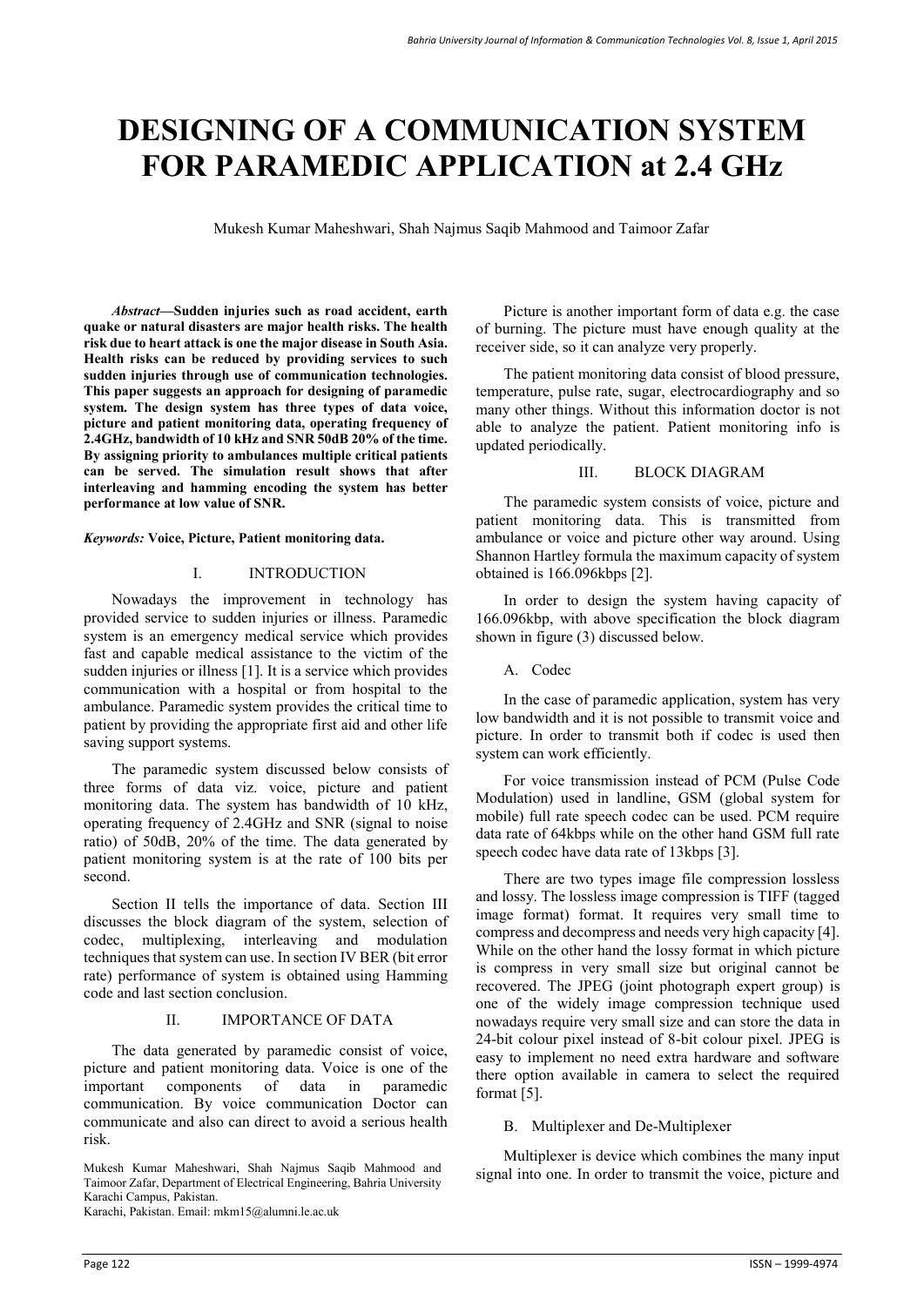# DESIGNING OF A COMMUNICATION SYSTEM FOR PARAMEDIC APPLICATION at 2.4 GHz

Mukesh Kumar Maheshwari, Shah Najmus Saqib Mahmood and Taimoor Zafar

***Abstract*—Sudden injuries such as road accident, earth quake or natural disasters are major health risks. The health risk due to heart attack is one the major disease in South Asia. Health risks can be reduced by providing services to such sudden injuries through use of communication technologies. This paper suggests an approach for designing of paramedic system. The design system has three types of data voice, picture and patient monitoring data, operating frequency of 2.4GHz, bandwidth of 10 kHz and SNR 50dB 20% of the time. By assigning priority to ambulances multiple critical patients can be served. The simulation result shows that after interleaving and hamming encoding the system has better performance at low value of SNR.**

***Keywords:*** **Voice, Picture, Patient monitoring data.**

## I. INTRODUCTION

Nowadays the improvement in technology has provided service to sudden injuries or illness. Paramedic system is an emergency medical service which provides fast and capable medical assistance to the victim of the sudden injuries or illness [1]. It is a service which provides communication with a hospital or from hospital to the ambulance. Paramedic system provides the critical time to patient by providing the appropriate first aid and other life saving support systems.

The paramedic system discussed below consists of three forms of data viz. voice, picture and patient monitoring data. The system has bandwidth of 10 kHz, operating frequency of 2.4GHz and SNR (signal to noise ratio) of 50dB, 20% of the time. The data generated by patient monitoring system is at the rate of 100 bits per second.

Section II tells the importance of data. Section III discusses the block diagram of the system, selection of codec, multiplexing, interleaving and modulation techniques that system can use. In section IV BER (bit error rate) performance of system is obtained using Hamming code and last section conclusion.

## II. IMPORTANCE OF DATA

The data generated by paramedic consist of voice, picture and patient monitoring data. Voice is one of the important components of data in paramedic communication. By voice communication Doctor can communicate and also can direct to avoid a serious health risk.

Mukesh Kumar Maheshwari, Shah Najmus Saqib Mahmood and Taimoor Zafar, Department of Electrical Engineering, Bahria University Karachi Campus, Pakistan.
Karachi, Pakistan. Email: mkm15@alumni.le.ac.uk

Picture is another important form of data e.g. the case of burning. The picture must have enough quality at the receiver side, so it can analyze very properly.

The patient monitoring data consist of blood pressure, temperature, pulse rate, sugar, electrocardiography and so many other things. Without this information doctor is not able to analyze the patient. Patient monitoring info is updated periodically.

## III. BLOCK DIAGRAM

The paramedic system consists of voice, picture and patient monitoring data. This is transmitted from ambulance or voice and picture other way around. Using Shannon Hartley formula the maximum capacity of system obtained is 166.096kbps [2].

In order to design the system having capacity of 166.096kbp, with above specification the block diagram shown in figure (3) discussed below.

### A. Codec

In the case of paramedic application, system has very low bandwidth and it is not possible to transmit voice and picture. In order to transmit both if codec is used then system can work efficiently.

For voice transmission instead of PCM (Pulse Code Modulation) used in landline, GSM (global system for mobile) full rate speech codec can be used. PCM require data rate of 64kbps while on the other hand GSM full rate speech codec have data rate of 13kbps [3].

There are two types image file compression lossless and lossy. The lossless image compression is TIFF (tagged image format) format. It requires very small time to compress and decompress and needs very high capacity [4]. While on the other hand the lossy format in which picture is compress in very small size but original cannot be recovered. The JPEG (joint photograph expert group) is one of the widely image compression technique used nowadays require very small size and can store the data in 24-bit colour pixel instead of 8-bit colour pixel. JPEG is easy to implement no need extra hardware and software there option available in camera to select the required format [5].

### B. Multiplexer and De-Multiplexer

Multiplexer is device which combines the many input signal into one. In order to transmit the voice, picture and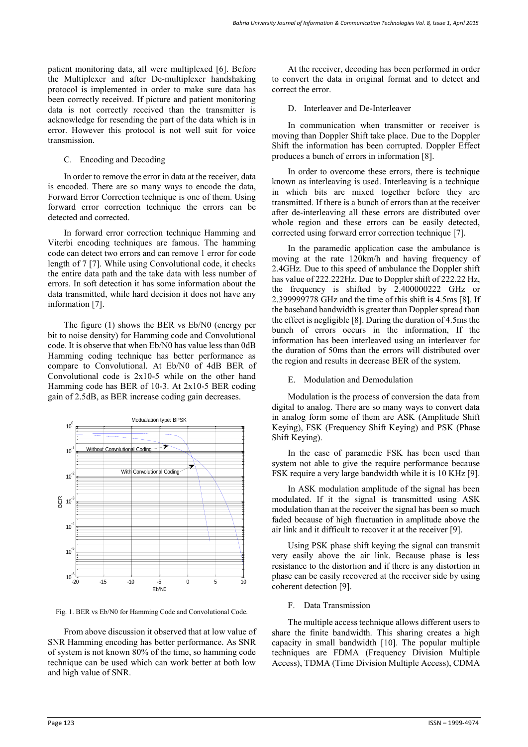patient monitoring data, all were multiplexed [6]. Before the Multiplexer and after De-multiplexer handshaking protocol is implemented in order to make sure data has been correctly received. If picture and patient monitoring data is not correctly received than the transmitter is acknowledge for resending the part of the data which is in error. However this protocol is not well suit for voice transmission.

### C. Encoding and Decoding

In order to remove the error in data at the receiver, data is encoded. There are so many ways to encode the data, Forward Error Correction technique is one of them. Using forward error correction technique the errors can be detected and corrected.

In forward error correction technique Hamming and Viterbi encoding techniques are famous. The hamming code can detect two errors and can remove 1 error for code length of 7 [7]. While using Convolutional code, it checks the entire data path and the take data with less number of errors. In soft detection it has some information about the data transmitted, while hard decision it does not have any information [7].

The figure (1) shows the BER vs Eb/N0 (energy per bit to noise density) for Hamming code and Convolutional code. It is observe that when Eb/N0 has value less than 0dB Hamming coding technique has better performance as compare to Convolutional. At Eb/N0 of 4dB BER of Convolutional code is 2x10-5 while on the other hand Hamming code has BER of 10-3. At 2x10-5 BER coding gain of 2.5dB, as BER increase coding gain decreases.

Fig. 1. BER vs Eb/N0 for Hamming Code and Convolutional Code.

From above discussion it observed that at low value of SNR Hamming encoding has better performance. As SNR of system is not known 80% of the time, so hamming code technique can be used which can work better at both low and high value of SNR.

At the receiver, decoding has been performed in order to convert the data in original format and to detect and correct the error.

### D. Interleaver and De-Interleaver

In communication when transmitter or receiver is moving than Doppler Shift take place. Due to the Doppler Shift the information has been corrupted. Doppler Effect produces a bunch of errors in information [8].

In order to overcome these errors, there is technique known as interleaving is used. Interleaving is a technique in which bits are mixed together before they are transmitted. If there is a bunch of errors than at the receiver after de-interleaving all these errors are distributed over whole region and these errors can be easily detected, corrected using forward error correction technique [7].

In the paramedic application case the ambulance is moving at the rate 120km/h and having frequency of 2.4GHz. Due to this speed of ambulance the Doppler shift has value of 222.222Hz. Due to Doppler shift of 222.22 Hz, the frequency is shifted by 2.400000222 GHz or 2.399999778 GHz and the time of this shift is 4.5ms [8]. If the baseband bandwidth is greater than Doppler spread than the effect is negligible [8]. During the duration of 4.5ms the bunch of errors occurs in the information, If the information has been interleaved using an interleaver for the duration of 50ms than the errors will distributed over the region and results in decrease BER of the system.

### E. Modulation and Demodulation

Modulation is the process of conversion the data from digital to analog. There are so many ways to convert data in analog form some of them are ASK (Amplitude Shift Keying), FSK (Frequency Shift Keying) and PSK (Phase Shift Keying).

In the case of paramedic FSK has been used than system not able to give the require performance because FSK require a very large bandwidth while it is 10 KHz [9].

In ASK modulation amplitude of the signal has been modulated. If it the signal is transmitted using ASK modulation than at the receiver the signal has been so much faded because of high fluctuation in amplitude above the air link and it difficult to recover it at the receiver [9].

Using PSK phase shift keying the signal can transmit very easily above the air link. Because phase is less resistance to the distortion and if there is any distortion in phase can be easily recovered at the receiver side by using coherent detection [9].

### F. Data Transmission

The multiple access technique allows different users to share the finite bandwidth. This sharing creates a high capacity in small bandwidth [10]. The popular multiple techniques are FDMA (Frequency Division Multiple Access), TDMA (Time Division Multiple Access), CDMA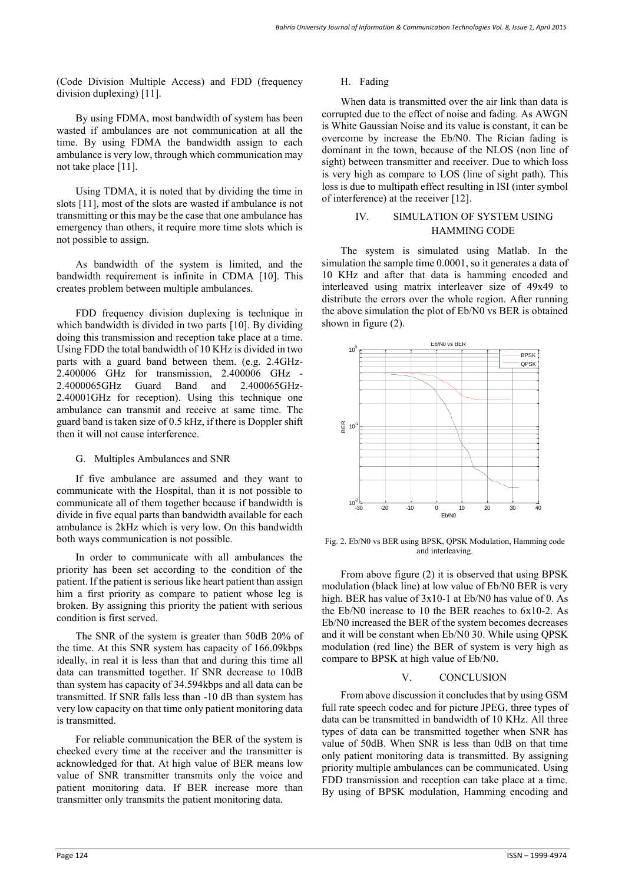(Code Division Multiple Access) and FDD (frequency division duplexing) [11].

By using FDMA, most bandwidth of system has been wasted if ambulances are not communication at all the time. By using FDMA the bandwidth assign to each ambulance is very low, through which communication may not take place [11].

Using TDMA, it is noted that by dividing the time in slots [11], most of the slots are wasted if ambulance is not transmitting or this may be the case that one ambulance has emergency than others, it require more time slots which is not possible to assign.

As bandwidth of the system is limited, and the bandwidth requirement is infinite in CDMA [10]. This creates problem between multiple ambulances.

FDD frequency division duplexing is technique in which bandwidth is divided in two parts [10]. By dividing doing this transmission and reception take place at a time. Using FDD the total bandwidth of 10 KHz is divided in two parts with a guard band between them. (e.g. 2.4GHz-2.400006 GHz for transmission, 2.400006 GHz - 2.4000065GHz Guard Band and 2.400065GHz-2.40001GHz for reception). Using this technique one ambulance can transmit and receive at same time. The guard band is taken size of 0.5 kHz, if there is Doppler shift then it will not cause interference.

### G. Multiples Ambulances and SNR

If five ambulance are assumed and they want to communicate with the Hospital, than it is not possible to communicate all of them together because if bandwidth is divide in five equal parts than bandwidth available for each ambulance is 2kHz which is very low. On this bandwidth both ways communication is not possible.

In order to communicate with all ambulances the priority has been set according to the condition of the patient. If the patient is serious like heart patient than assign him a first priority as compare to patient whose leg is broken. By assigning this priority the patient with serious condition is first served.

The SNR of the system is greater than 50dB 20% of the time. At this SNR system has capacity of 166.09kbps ideally, in real it is less than that and during this time all data can transmitted together. If SNR decrease to 10dB than system has capacity of 34.594kbps and all data can be transmitted. If SNR falls less than -10 dB than system has very low capacity on that time only patient monitoring data is transmitted.

For reliable communication the BER of the system is checked every time at the receiver and the transmitter is acknowledged for that. At high value of BER means low value of SNR transmitter transmits only the voice and patient monitoring data. If BER increase more than transmitter only transmits the patient monitoring data.

### H. Fading

When data is transmitted over the air link than data is corrupted due to the effect of noise and fading. As AWGN is White Gaussian Noise and its value is constant, it can be overcome by increase the Eb/N0. The Rician fading is dominant in the town, because of the NLOS (non line of sight) between transmitter and receiver. Due to which loss is very high as compare to LOS (line of sight path). This loss is due to multipath effect resulting in ISI (inter symbol of interference) at the receiver [12].

## IV. SIMULATION OF SYSTEM USING HAMMING CODE

The system is simulated using Matlab. In the simulation the sample time 0.0001, so it generates a data of 10 KHz and after that data is hamming encoded and interleaved using matrix interleaver size of 49x49 to distribute the errors over the whole region. After running the above simulation the plot of Eb/N0 vs BER is obtained shown in figure (2).

Fig. 2. Eb/N0 vs BER using BPSK, QPSK Modulation, Hamming code and interleaving.

From above figure (2) it is observed that using BPSK modulation (black line) at low value of Eb/N0 BER is very high. BER has value of 3x10-1 at Eb/N0 has value of 0. As the Eb/N0 increase to 10 the BER reaches to 6x10-2. As Eb/N0 increased the BER of the system becomes decreases and it will be constant when Eb/N0 30. While using QPSK modulation (red line) the BER of system is very high as compare to BPSK at high value of Eb/N0.

## V. CONCLUSION

From above discussion it concludes that by using GSM full rate speech codec and for picture JPEG, three types of data can be transmitted in bandwidth of 10 KHz. All three types of data can be transmitted together when SNR has value of 50dB. When SNR is less than 0dB on that time only patient monitoring data is transmitted. By assigning priority multiple ambulances can be communicated. Using FDD transmission and reception can take place at a time. By using of BPSK modulation, Hamming encoding and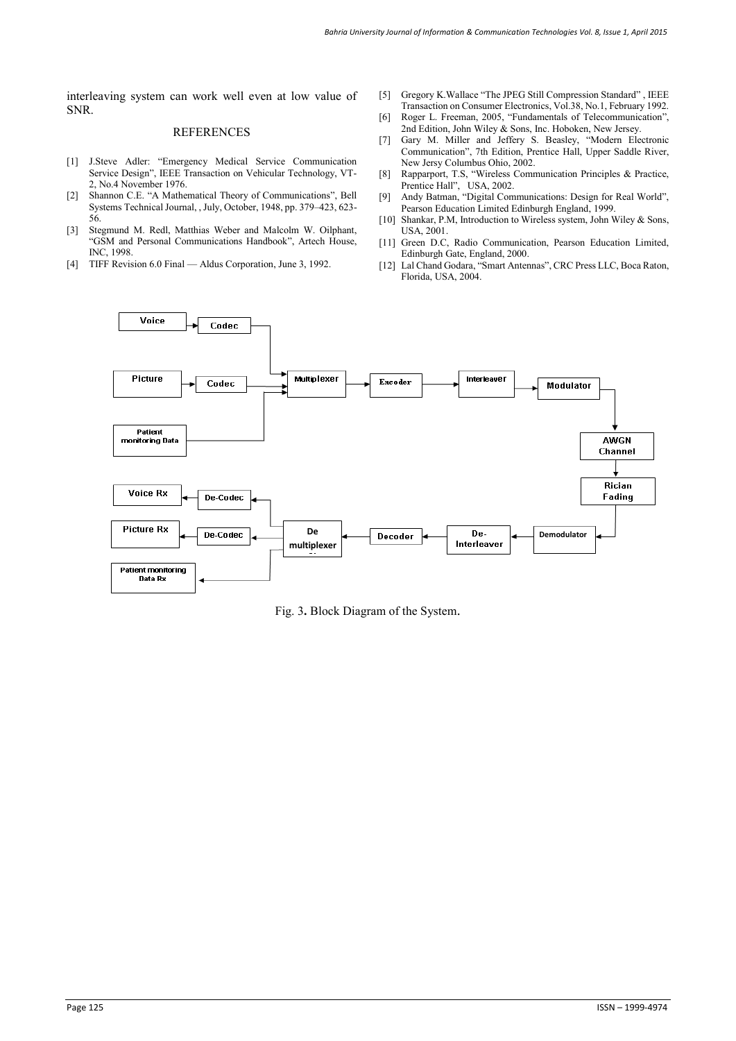interleaving system can work well even at low value of SNR.

## REFERENCES

[1] J.Steve Adler: "Emergency Medical Service Communication Service Design", IEEE Transaction on Vehicular Technology, VT-2, No.4 November 1976.

[2] Shannon C.E. "A Mathematical Theory of Communications", Bell Systems Technical Journal, , July, October, 1948, pp. 379–423, 623-56.

[3] Stegmund M. Redl, Matthias Weber and Malcolm W. Oilphant, "GSM and Personal Communications Handbook", Artech House, INC, 1998.

[4] TIFF Revision 6.0 Final — Aldus Corporation, June 3, 1992.

[5] Gregory K.Wallace "The JPEG Still Compression Standard" , IEEE Transaction on Consumer Electronics, Vol.38, No.1, February 1992.

[6] Roger L. Freeman, 2005, "Fundamentals of Telecommunication", 2nd Edition, John Wiley & Sons, Inc. Hoboken, New Jersey.

[7] Gary M. Miller and Jeffery S. Beasley, "Modern Electronic Communication", 7th Edition, Prentice Hall, Upper Saddle River, New Jersy Columbus Ohio, 2002.

[8] Rapparport, T.S, "Wireless Communication Principles & Practice, Prentice Hall", USA, 2002.

[9] Andy Batman, "Digital Communications: Design for Real World", Pearson Education Limited Edinburgh England, 1999.

[10] Shankar, P.M, Introduction to Wireless system, John Wiley & Sons, USA, 2001.

[11] Green D.C, Radio Communication, Pearson Education Limited, Edinburgh Gate, England, 2000.

[12] Lal Chand Godara, "Smart Antennas", CRC Press LLC, Boca Raton, Florida, USA, 2004.

Voice
Codec
Picture
Codec
Patient monitoring Data
Multiplexer
Encoder
Interleaver
Modulator
AWGN Channel
Rician Fading
Demodulator
De-Interleaver
Decoder
De multiplexer
De-Codec
De-Codec
Voice Rx
Picture Rx
Patient monitoring Data Rx

Fig. 3. Block Diagram of the System.